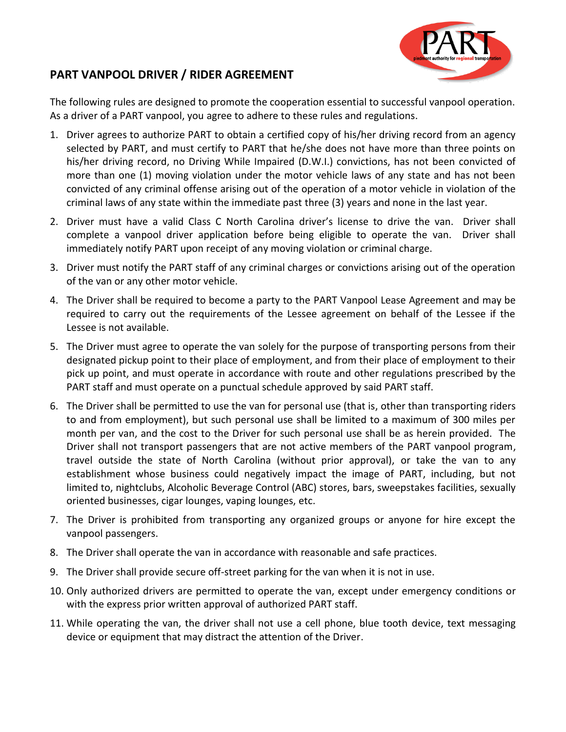## PART VANPOOL DRIVER / RIDER AGREEMENT

The following rules are designed to promote the cooperation essential to successful vanpool operation. As a driver of a PART vanpool, you agree to adhere to these rules and regulations.

1. Driver agrees to authorize PART to obtain a certified copy of his/her driving record from an agency selected by PART, and must certify to PART that he/she does not have more than three points on his/her driving record, no Driving While Impaired (D.W.I.) convictions, has not been convicted of more than one (1) moving violation under the motor vehicle laws of any state and has not been convicted of any criminal offense arising out of the operation of a motor vehicle in violation of the criminal laws of any state within the immediate past three (3) years and none in the last year.
2. Driver must have a valid Class C North Carolina driver's license to drive the van. Driver shall complete a vanpool driver application before being eligible to operate the van. Driver shall immediately notify PART upon receipt of any moving violation or criminal charge.
3. Driver must notify the PART staff of any criminal charges or convictions arising out of the operation of the van or any other motor vehicle.
4. The Driver shall be required to become a party to the PART Vanpool Lease Agreement and may be required to carry out the requirements of the Lessee agreement on behalf of the Lessee if the Lessee is not available.
5. The Driver must agree to operate the van solely for the purpose of transporting persons from their designated pickup point to their place of employment, and from their place of employment to their pick up point, and must operate in accordance with route and other regulations prescribed by the PART staff and must operate on a punctual schedule approved by said PART staff.
6. The Driver shall be permitted to use the van for personal use (that is, other than transporting riders to and from employment), but such personal use shall be limited to a maximum of 300 miles per month per van, and the cost to the Driver for such personal use shall be as herein provided. The Driver shall not transport passengers that are not active members of the PART vanpool program, travel outside the state of North Carolina (without prior approval), or take the van to any establishment whose business could negatively impact the image of PART, including, but not limited to, nightclubs, Alcoholic Beverage Control (ABC) stores, bars, sweepstakes facilities, sexually oriented businesses, cigar lounges, vaping lounges, etc.
7. The Driver is prohibited from transporting any organized groups or anyone for hire except the vanpool passengers.
8. The Driver shall operate the van in accordance with reasonable and safe practices.
9. The Driver shall provide secure off-street parking for the van when it is not in use.
10. Only authorized drivers are permitted to operate the van, except under emergency conditions or with the express prior written approval of authorized PART staff.
11. While operating the van, the driver shall not use a cell phone, blue tooth device, text messaging device or equipment that may distract the attention of the Driver.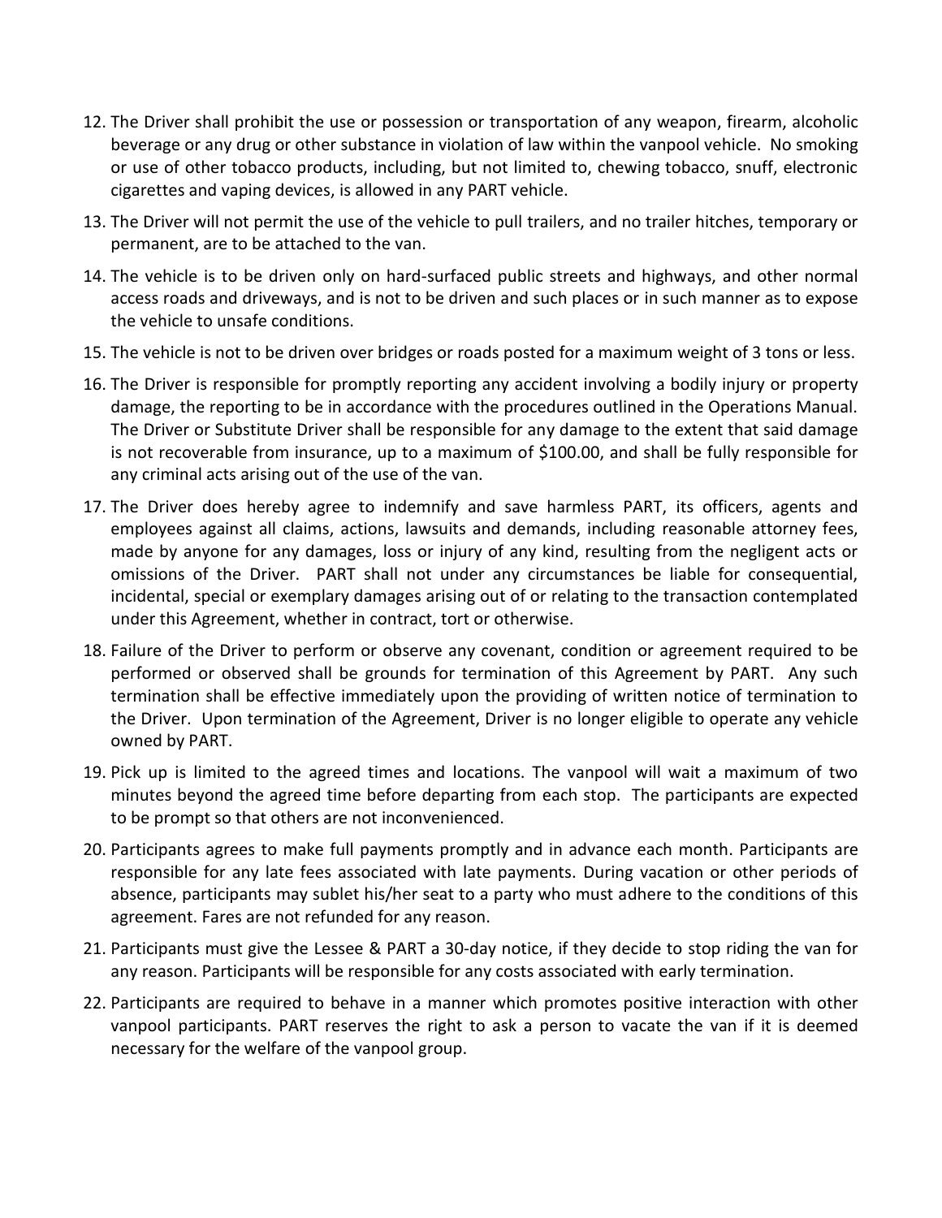12. The Driver shall prohibit the use or possession or transportation of any weapon, firearm, alcoholic beverage or any drug or other substance in violation of law within the vanpool vehicle. No smoking or use of other tobacco products, including, but not limited to, chewing tobacco, snuff, electronic cigarettes and vaping devices, is allowed in any PART vehicle.

13. The Driver will not permit the use of the vehicle to pull trailers, and no trailer hitches, temporary or permanent, are to be attached to the van.

14. The vehicle is to be driven only on hard-surfaced public streets and highways, and other normal access roads and driveways, and is not to be driven and such places or in such manner as to expose the vehicle to unsafe conditions.

15. The vehicle is not to be driven over bridges or roads posted for a maximum weight of 3 tons or less.

16. The Driver is responsible for promptly reporting any accident involving a bodily injury or property damage, the reporting to be in accordance with the procedures outlined in the Operations Manual. The Driver or Substitute Driver shall be responsible for any damage to the extent that said damage is not recoverable from insurance, up to a maximum of $100.00, and shall be fully responsible for any criminal acts arising out of the use of the van.

17. The Driver does hereby agree to indemnify and save harmless PART, its officers, agents and employees against all claims, actions, lawsuits and demands, including reasonable attorney fees, made by anyone for any damages, loss or injury of any kind, resulting from the negligent acts or omissions of the Driver. PART shall not under any circumstances be liable for consequential, incidental, special or exemplary damages arising out of or relating to the transaction contemplated under this Agreement, whether in contract, tort or otherwise.

18. Failure of the Driver to perform or observe any covenant, condition or agreement required to be performed or observed shall be grounds for termination of this Agreement by PART. Any such termination shall be effective immediately upon the providing of written notice of termination to the Driver. Upon termination of the Agreement, Driver is no longer eligible to operate any vehicle owned by PART.

19. Pick up is limited to the agreed times and locations. The vanpool will wait a maximum of two minutes beyond the agreed time before departing from each stop. The participants are expected to be prompt so that others are not inconvenienced.

20. Participants agrees to make full payments promptly and in advance each month. Participants are responsible for any late fees associated with late payments. During vacation or other periods of absence, participants may sublet his/her seat to a party who must adhere to the conditions of this agreement. Fares are not refunded for any reason.

21. Participants must give the Lessee & PART a 30-day notice, if they decide to stop riding the van for any reason. Participants will be responsible for any costs associated with early termination.

22. Participants are required to behave in a manner which promotes positive interaction with other vanpool participants. PART reserves the right to ask a person to vacate the van if it is deemed necessary for the welfare of the vanpool group.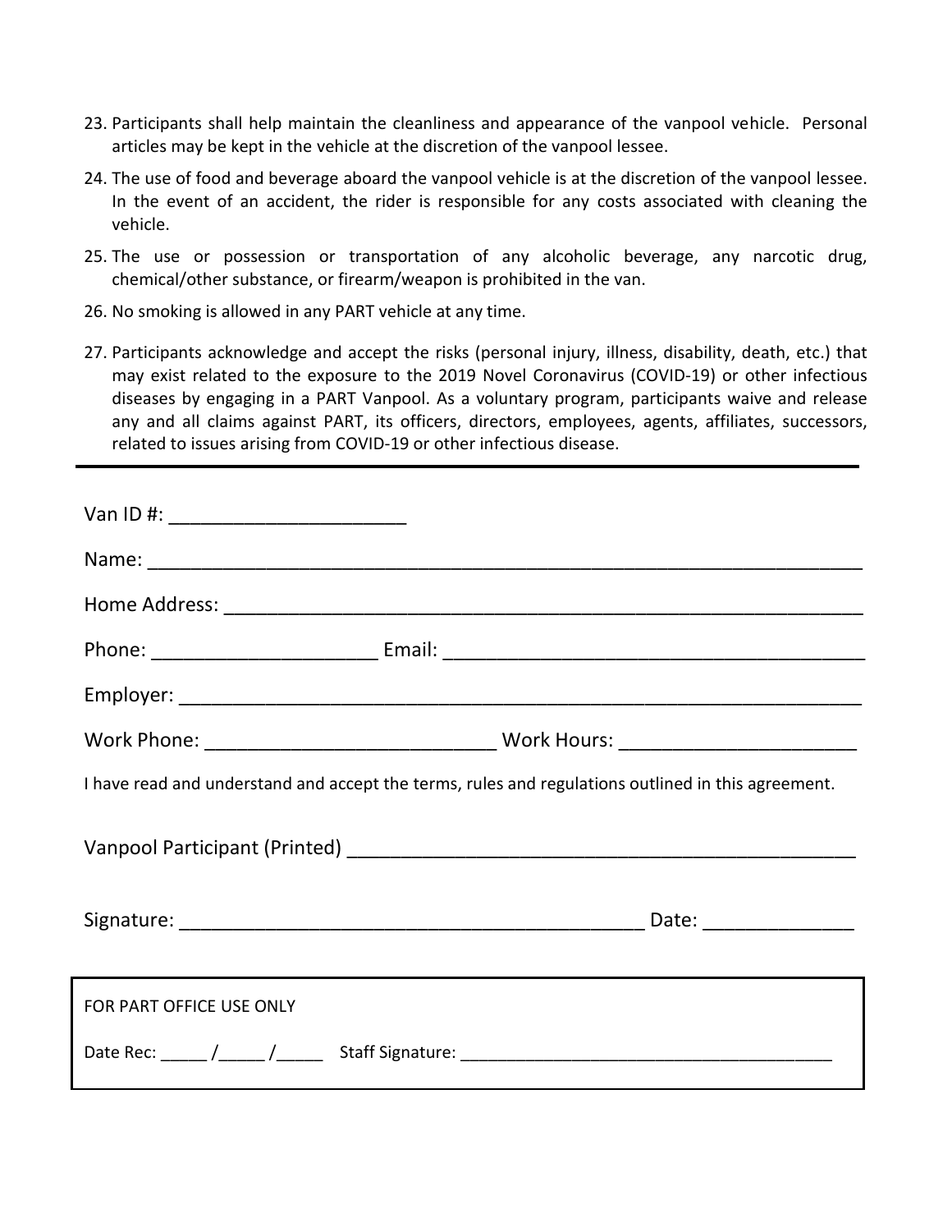23. Participants shall help maintain the cleanliness and appearance of the vanpool vehicle. Personal articles may be kept in the vehicle at the discretion of the vanpool lessee.
24. The use of food and beverage aboard the vanpool vehicle is at the discretion of the vanpool lessee. In the event of an accident, the rider is responsible for any costs associated with cleaning the vehicle.
25. The use or possession or transportation of any alcoholic beverage, any narcotic drug, chemical/other substance, or firearm/weapon is prohibited in the van.
26. No smoking is allowed in any PART vehicle at any time.
27. Participants acknowledge and accept the risks (personal injury, illness, disability, death, etc.) that may exist related to the exposure to the 2019 Novel Coronavirus (COVID-19) or other infectious diseases by engaging in a PART Vanpool. As a voluntary program, participants waive and release any and all claims against PART, its officers, directors, employees, agents, affiliates, successors, related to issues arising from COVID-19 or other infectious disease.

---

Van ID #: ______________________

Name: ______________________________________________________________________

Home Address: _______________________________________________________________

Phone: _____________________ Email: ______________________________________

Employer: ___________________________________________________________________

Work Phone: ___________________________ Work Hours: ______________________

I have read and understand and accept the terms, rules and regulations outlined in this agreement.

Vanpool Participant (Printed) _______________________________________________

Signature: ____________________________________________ Date: ______________

FOR PART OFFICE USE ONLY

Date Rec: _____ /_____ /_____ Staff Signature: ________________________________________